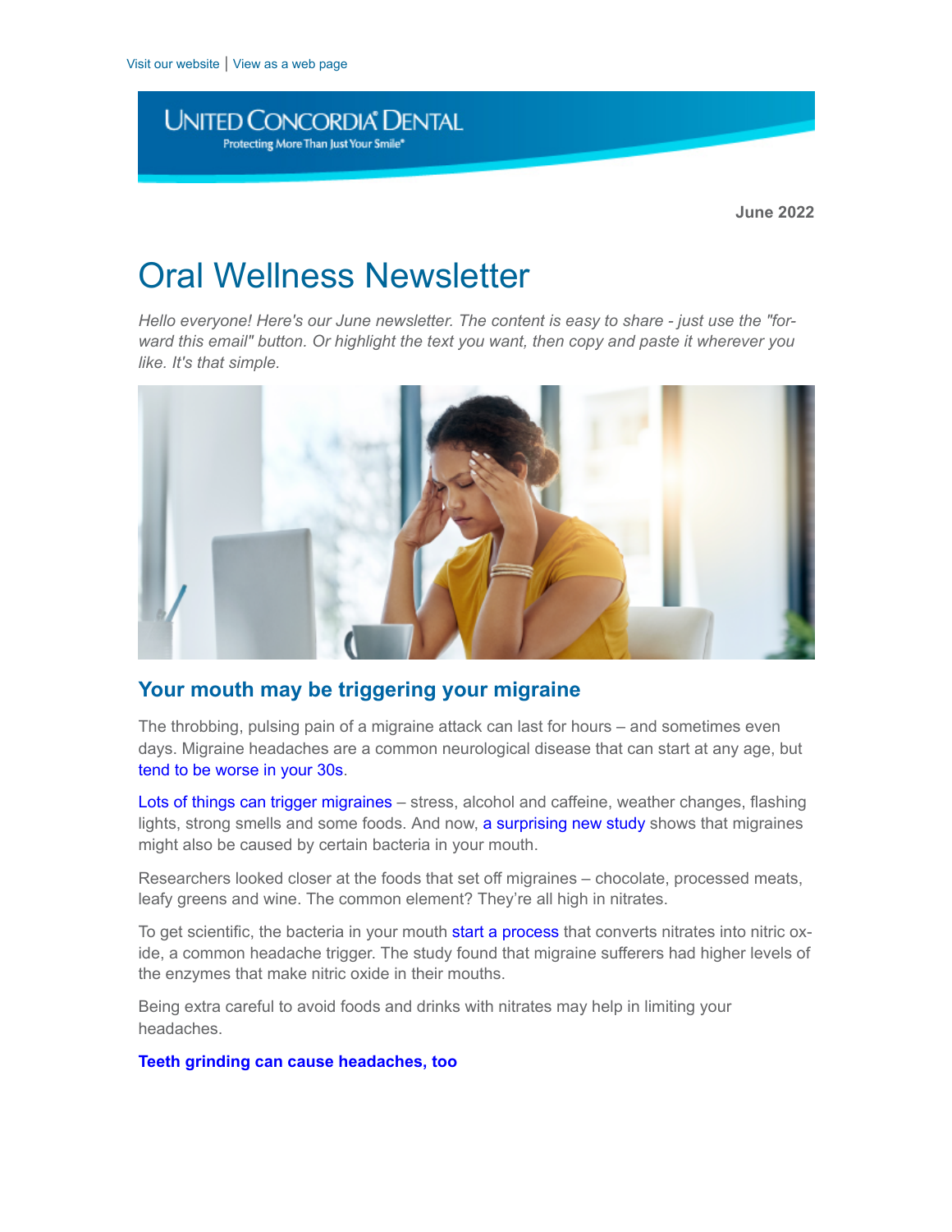Visit our website | View as a web page

UNITED CONCORDIA DENTAL
Protecting More Than Just Your Smile®

**June 2022**

# Oral Wellness Newsletter

*Hello everyone! Here's our June newsletter. The content is easy to share - just use the "forward this email" button. Or highlight the text you want, then copy and paste it wherever you like. It's that simple.*

## Your mouth may be triggering your migraine

The throbbing, pulsing pain of a migraine attack can last for hours – and sometimes even days. Migraine headaches are a common neurological disease that can start at any age, but tend to be worse in your 30s.

Lots of things can trigger migraines – stress, alcohol and caffeine, weather changes, flashing lights, strong smells and some foods. And now, a surprising new study shows that migraines might also be caused by certain bacteria in your mouth.

Researchers looked closer at the foods that set off migraines – chocolate, processed meats, leafy greens and wine. The common element? They're all high in nitrates.

To get scientific, the bacteria in your mouth start a process that converts nitrates into nitric oxide, a common headache trigger. The study found that migraine sufferers had higher levels of the enzymes that make nitric oxide in their mouths.

Being extra careful to avoid foods and drinks with nitrates may help in limiting your headaches.

**Teeth grinding can cause headaches, too**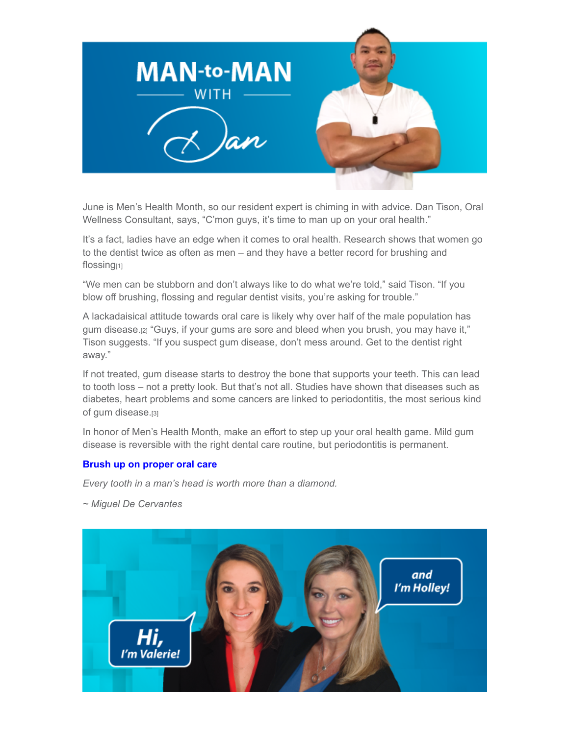June is Men's Health Month, so our resident expert is chiming in with advice. Dan Tison, Oral Wellness Consultant, says, "C'mon guys, it's time to man up on your oral health."

It's a fact, ladies have an edge when it comes to oral health. Research shows that women go to the dentist twice as often as men – and they have a better record for brushing and flossing[1]

"We men can be stubborn and don't always like to do what we're told," said Tison. "If you blow off brushing, flossing and regular dentist visits, you're asking for trouble."

A lackadaisical attitude towards oral care is likely why over half of the male population has gum disease.[2] "Guys, if your gums are sore and bleed when you brush, you may have it," Tison suggests. "If you suspect gum disease, don't mess around. Get to the dentist right away."

If not treated, gum disease starts to destroy the bone that supports your teeth. This can lead to tooth loss – not a pretty look. But that's not all. Studies have shown that diseases such as diabetes, heart problems and some cancers are linked to periodontitis, the most serious kind of gum disease.[3]

In honor of Men's Health Month, make an effort to step up your oral health game. Mild gum disease is reversible with the right dental care routine, but periodontitis is permanent.

**Brush up on proper oral care**

*Every tooth in a man's head is worth more than a diamond.*

*~ Miguel De Cervantes*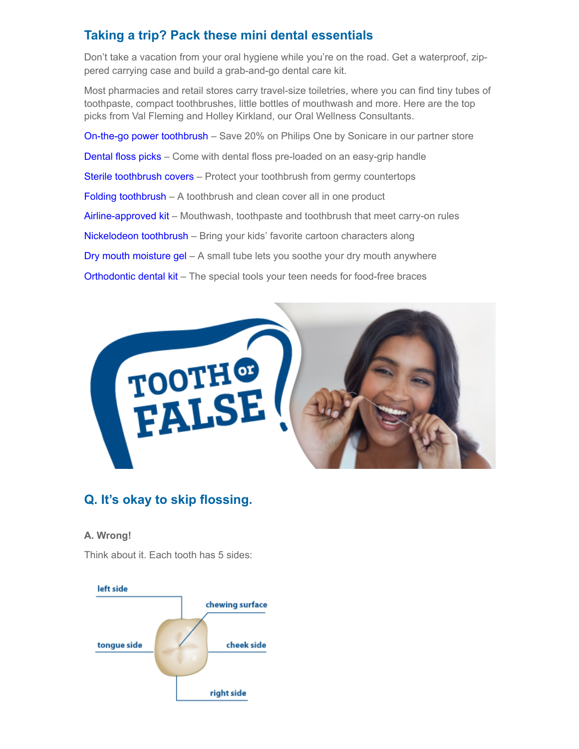## Taking a trip? Pack these mini dental essentials

Don't take a vacation from your oral hygiene while you're on the road. Get a waterproof, zip-pered carrying case and build a grab-and-go dental care kit.

Most pharmacies and retail stores carry travel-size toiletries, where you can find tiny tubes of toothpaste, compact toothbrushes, little bottles of mouthwash and more. Here are the top picks from Val Fleming and Holley Kirkland, our Oral Wellness Consultants.

On-the-go power toothbrush – Save 20% on Philips One by Sonicare in our partner store

Dental floss picks – Come with dental floss pre-loaded on an easy-grip handle

Sterile toothbrush covers – Protect your toothbrush from germy countertops

Folding toothbrush – A toothbrush and clean cover all in one product

Airline-approved kit – Mouthwash, toothpaste and toothbrush that meet carry-on rules

Nickelodeon toothbrush – Bring your kids' favorite cartoon characters along

Dry mouth moisture gel – A small tube lets you soothe your dry mouth anywhere

Orthodontic dental kit – The special tools your teen needs for food-free braces

TOOTH or FALSE

## Q. It's okay to skip flossing.

**A. Wrong!**

Think about it. Each tooth has 5 sides:

left side, chewing surface, tongue side, cheek side, right side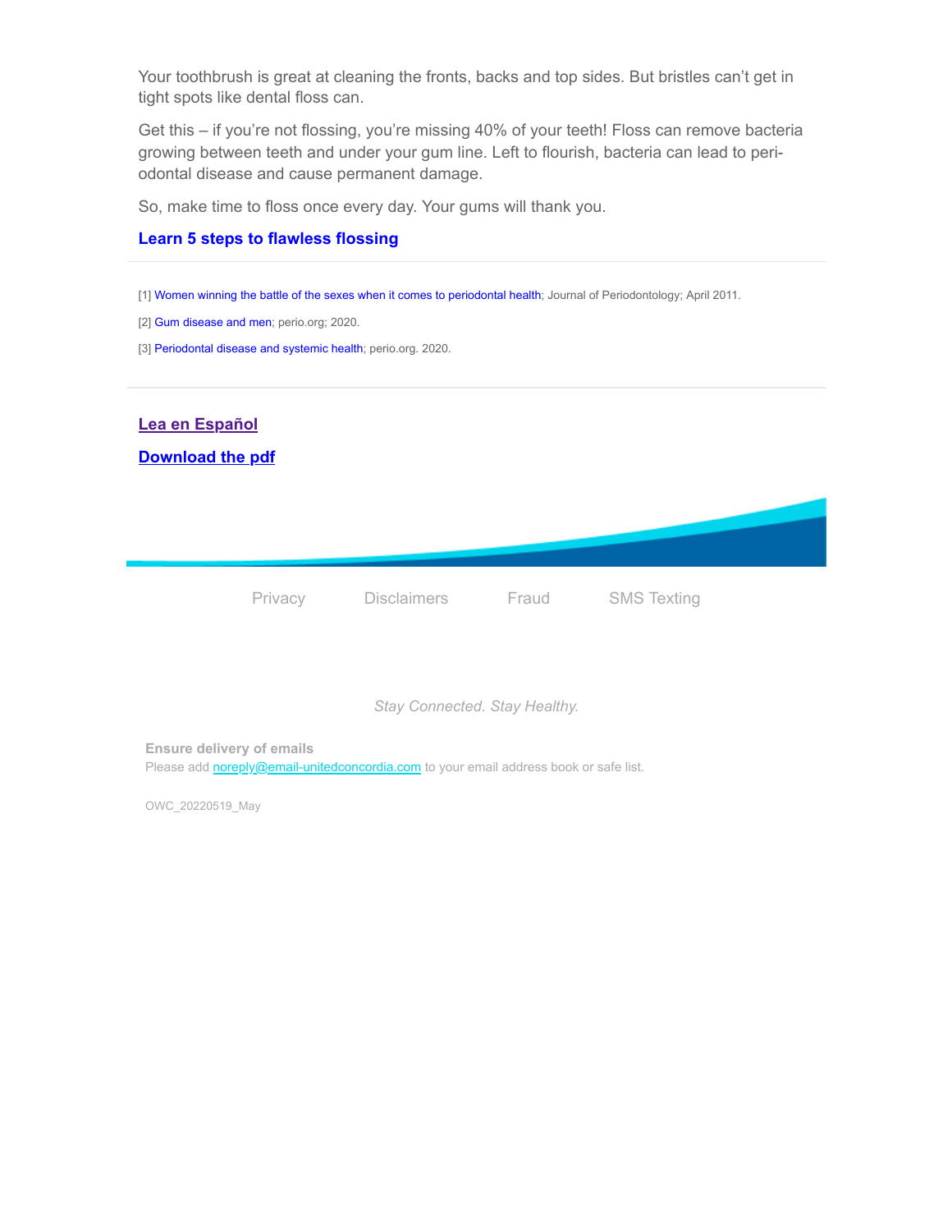Your toothbrush is great at cleaning the fronts, backs and top sides. But bristles can't get in tight spots like dental floss can.

Get this – if you're not flossing, you're missing 40% of your teeth! Floss can remove bacteria growing between teeth and under your gum line. Left to flourish, bacteria can lead to periodontal disease and cause permanent damage.

So, make time to floss once every day. Your gums will thank you.

**Learn 5 steps to flawless flossing**

---

[1] Women winning the battle of the sexes when it comes to periodontal health; Journal of Periodontology; April 2011.

[2] Gum disease and men; perio.org; 2020.

[3] Periodontal disease and systemic health; perio.org. 2020.

---

**Lea en Español**

**Download the pdf**

Privacy Disclaimers Fraud SMS Texting

*Stay Connected. Stay Healthy.*

**Ensure delivery of emails**
Please add noreply@email-unitedconcordia.com to your email address book or safe list.

OWC_20220519_May